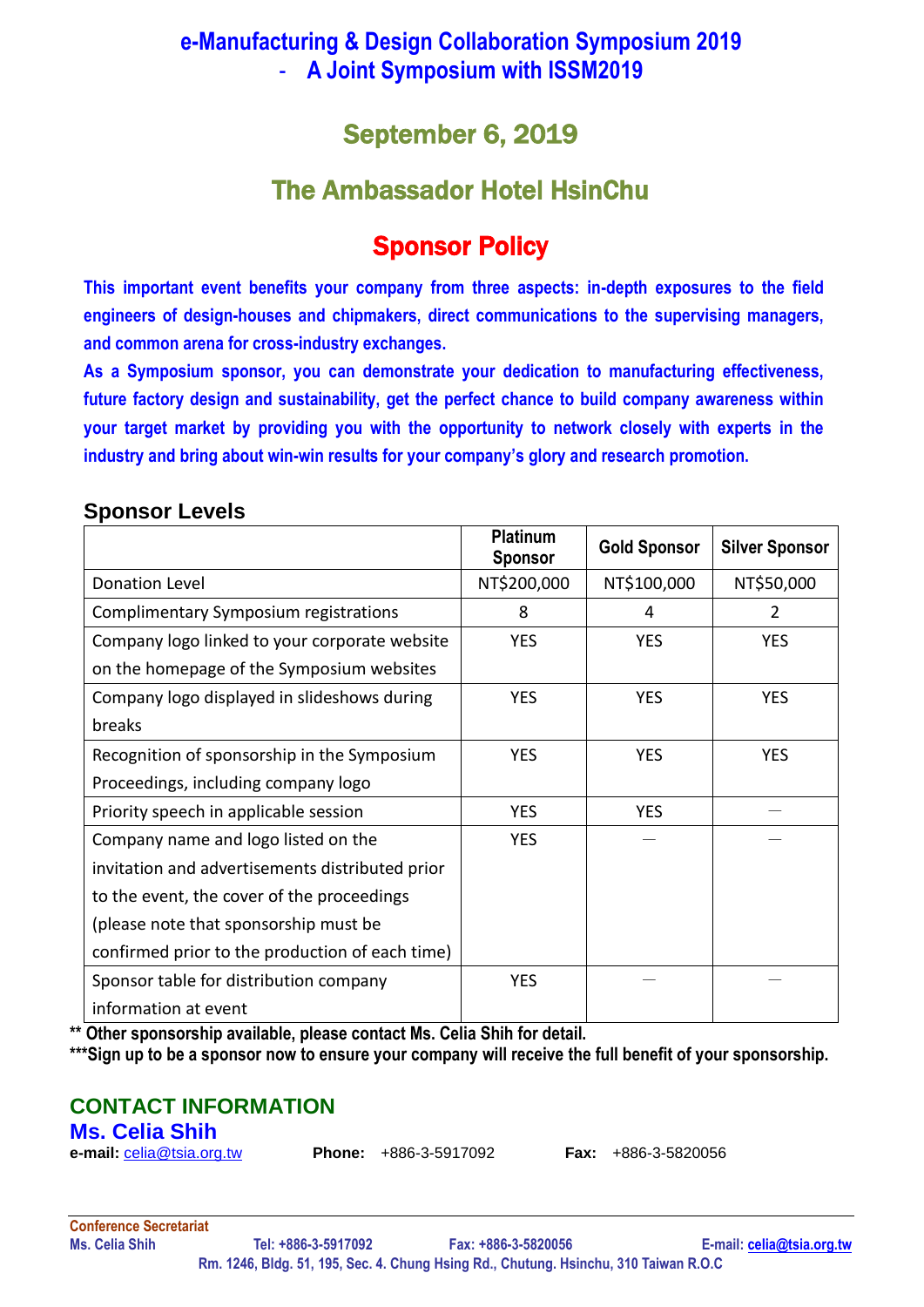# e-Manufacturing & Design Collaboration Symposium 2019
## - A Joint Symposium with ISSM2019

## September 6, 2019

## The Ambassador Hotel HsinChu

# Sponsor Policy

**This important event benefits your company from three aspects: in-depth exposures to the field engineers of design-houses and chipmakers, direct communications to the supervising managers, and common arena for cross-industry exchanges.**

**As a Symposium sponsor, you can demonstrate your dedication to manufacturing effectiveness, future factory design and sustainability, get the perfect chance to build company awareness within your target market by providing you with the opportunity to network closely with experts in the industry and bring about win-win results for your company's glory and research promotion.**

### Sponsor Levels

| | Platinum Sponsor | Gold Sponsor | Silver Sponsor |
|---|---|---|---|
| Donation Level | NT$200,000 | NT$100,000 | NT$50,000 |
| Complimentary Symposium registrations | 8 | 4 | 2 |
| Company logo linked to your corporate website on the homepage of the Symposium websites | YES | YES | YES |
| Company logo displayed in slideshows during breaks | YES | YES | YES |
| Recognition of sponsorship in the Symposium Proceedings, including company logo | YES | YES | YES |
| Priority speech in applicable session | YES | YES | — |
| Company name and logo listed on the invitation and advertisements distributed prior to the event, the cover of the proceedings (please note that sponsorship must be confirmed prior to the production of each time) | YES | — | — |
| Sponsor table for distribution company information at event | YES | — | — |

**** Other sponsorship available, please contact Ms. Celia Shih for detail.**

*****Sign up to be a sponsor now to ensure your company will receive the full benefit of your sponsorship.**

## CONTACT INFORMATION

### Ms. Celia Shih

**e-mail:** celia@tsia.org.tw **Phone:** +886-3-5917092 **Fax:** +886-3-5820056

**Conference Secretariat**
**Ms. Celia Shih Tel: +886-3-5917092 Fax: +886-3-5820056 E-mail: celia@tsia.org.tw**
**Rm. 1246, Bldg. 51, 195, Sec. 4. Chung Hsing Rd., Chutung. Hsinchu, 310 Taiwan R.O.C**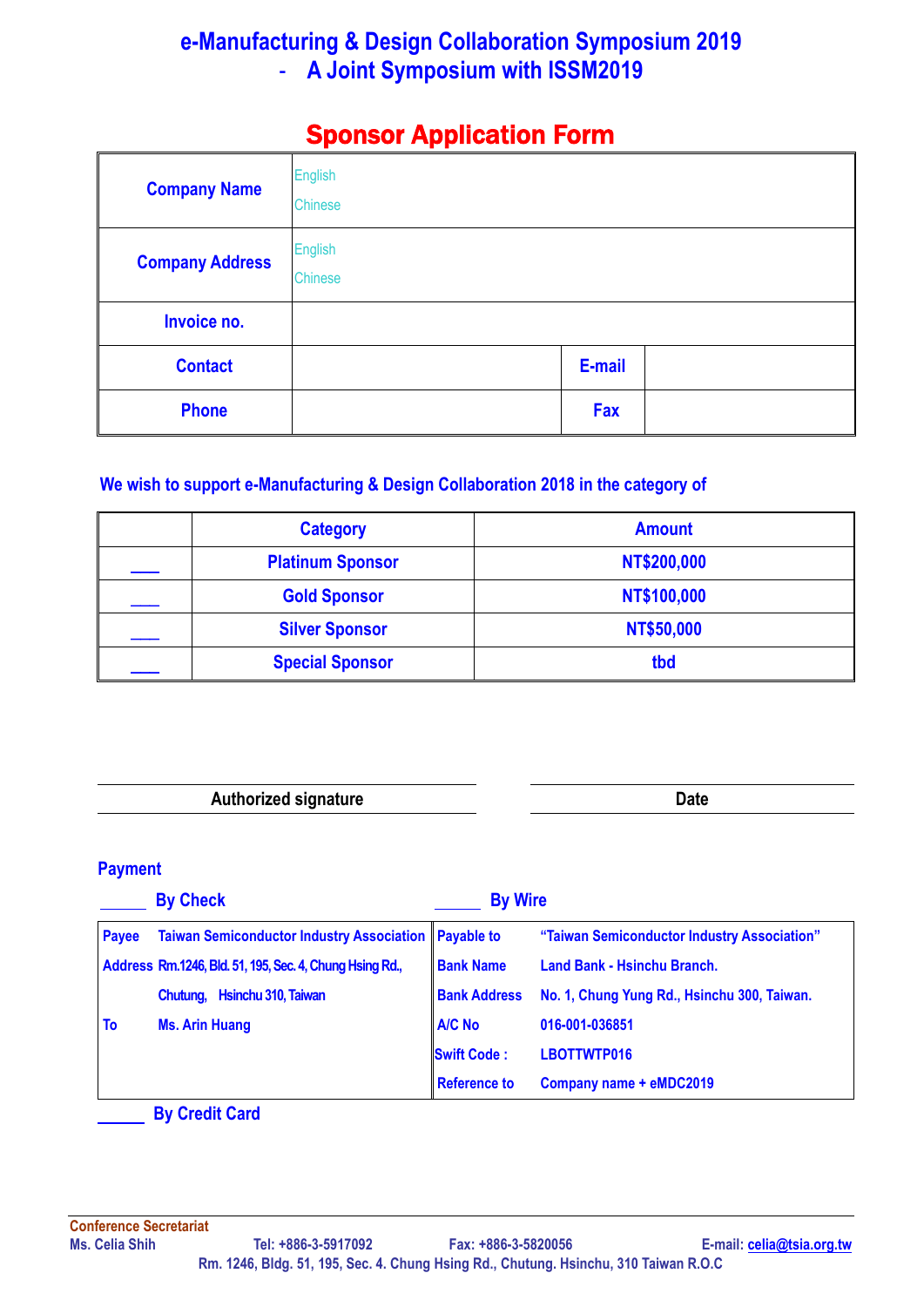# e-Manufacturing & Design Collaboration Symposium 2019
## - A Joint Symposium with ISSM2019

## Sponsor Application Form

| | | | |
|---|---|---|---|
| **Company Name** | English<br>Chinese | | |
| **Company Address** | English<br>Chinese | | |
| **Invoice no.** | | | |
| **Contact** | | **E-mail** | |
| **Phone** | | **Fax** | |

**We wish to support e-Manufacturing & Design Collaboration 2018 in the category of**

| | Category | Amount |
|---|---|---|
| ___ | Platinum Sponsor | NT$200,000 |
| ___ | Gold Sponsor | NT$100,000 |
| ___ | Silver Sponsor | NT$50,000 |
| ___ | Special Sponsor | tbd |

**Authorized signature** **Date**

**Payment**

_____ **By Check** _____ **By Wire**

| | | | |
|---|---|---|---|
| Payee | Taiwan Semiconductor Industry Association | Payable to | "Taiwan Semiconductor Industry Association" |
| Address | Rm.1246, Bld. 51, 195, Sec. 4, Chung Hsing Rd., Chutung, Hsinchu 310, Taiwan | Bank Name | Land Bank - Hsinchu Branch. |
| | | Bank Address | No. 1, Chung Yung Rd., Hsinchu 300, Taiwan. |
| To | Ms. Arin Huang | A/C No | 016-001-036851 |
| | | Swift Code : | LBOTTWTP016 |
| | | Reference to | Company name + eMDC2019 |

_____ **By Credit Card**

**Conference Secretariat**
Ms. Celia Shih Tel: +886-3-5917092 Fax: +886-3-5820056 E-mail: celia@tsia.org.tw
Rm. 1246, Bldg. 51, 195, Sec. 4. Chung Hsing Rd., Chutung. Hsinchu, 310 Taiwan R.O.C